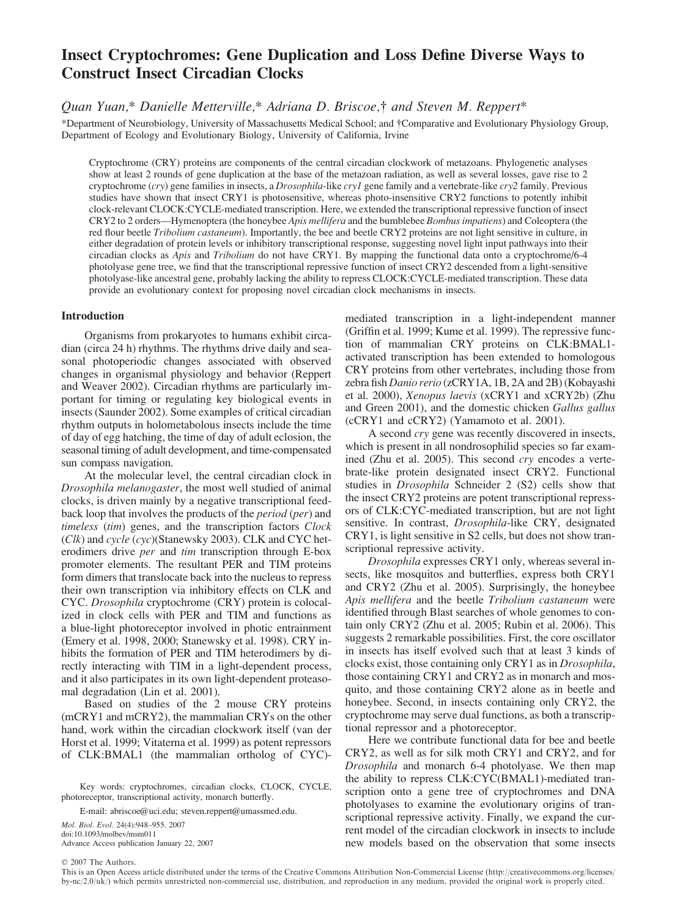# Insect Cryptochromes: Gene Duplication and Loss Define Diverse Ways to Construct Insect Circadian Clocks

*Quan Yuan,\* Danielle Metterville,\* Adriana D. Briscoe,† and Steven M. Reppert\**

\*Department of Neurobiology, University of Massachusetts Medical School; and †Comparative and Evolutionary Physiology Group, Department of Ecology and Evolutionary Biology, University of California, Irvine

Cryptochrome (CRY) proteins are components of the central circadian clockwork of metazoans. Phylogenetic analyses show at least 2 rounds of gene duplication at the base of the metazoan radiation, as well as several losses, gave rise to 2 cryptochrome (*cry*) gene families in insects, a *Drosophila*-like *cry1* gene family and a vertebrate-like *cry2* family. Previous studies have shown that insect CRY1 is photosensitive, whereas photo-insensitive CRY2 functions to potently inhibit clock-relevant CLOCK:CYCLE-mediated transcription. Here, we extended the transcriptional repressive function of insect CRY2 to 2 orders—Hymenoptera (the honeybee *Apis mellifera* and the bumblebee *Bombus impatiens*) and Coleoptera (the red flour beetle *Tribolium castaneum*). Importantly, the bee and beetle CRY2 proteins are not light sensitive in culture, in either degradation of protein levels or inhibitory transcriptional response, suggesting novel light input pathways into their circadian clocks as *Apis* and *Tribolium* do not have CRY1. By mapping the functional data onto a cryptochrome/6-4 photolyase gene tree, we find that the transcriptional repressive function of insect CRY2 descended from a light-sensitive photolyase-like ancestral gene, probably lacking the ability to repress CLOCK:CYCLE-mediated transcription. These data provide an evolutionary context for proposing novel circadian clock mechanisms in insects.

## Introduction

Organisms from prokaryotes to humans exhibit circadian (circa 24 h) rhythms. The rhythms drive daily and seasonal photoperiodic changes associated with observed changes in organismal physiology and behavior (Reppert and Weaver 2002). Circadian rhythms are particularly important for timing or regulating key biological events in insects (Saunder 2002). Some examples of critical circadian rhythm outputs in holometabolous insects include the time of day of egg hatching, the time of day of adult eclosion, the seasonal timing of adult development, and time-compensated sun compass navigation.

At the molecular level, the central circadian clock in *Drosophila melanogaster*, the most well studied of animal clocks, is driven mainly by a negative transcriptional feedback loop that involves the products of the *period* (*per*) and *timeless* (*tim*) genes, and the transcription factors *Clock* (*Clk*) and *cycle* (*cyc*)(Stanewsky 2003). CLK and CYC heterodimers drive *per* and *tim* transcription through E-box promoter elements. The resultant PER and TIM proteins form dimers that translocate back into the nucleus to repress their own transcription via inhibitory effects on CLK and CYC. *Drosophila* cryptochrome (CRY) protein is colocalized in clock cells with PER and TIM and functions as a blue-light photoreceptor involved in photic entrainment (Emery et al. 1998, 2000; Stanewsky et al. 1998). CRY inhibits the formation of PER and TIM heterodimers by directly interacting with TIM in a light-dependent process, and it also participates in its own light-dependent proteasomal degradation (Lin et al. 2001).

Based on studies of the 2 mouse CRY proteins (mCRY1 and mCRY2), the mammalian CRYs on the other hand, work within the circadian clockwork itself (van der Horst et al. 1999; Vitaterna et al. 1999) as potent repressors of CLK:BMAL1 (the mammalian ortholog of CYC)-mediated transcription in a light-independent manner (Griffin et al. 1999; Kume et al. 1999). The repressive function of mammalian CRY proteins on CLK:BMAL1-activated transcription has been extended to homologous CRY proteins from other vertebrates, including those from zebra fish *Danio rerio* (zCRY1A, 1B, 2A and 2B) (Kobayashi et al. 2000), *Xenopus laevis* (xCRY1 and xCRY2b) (Zhu and Green 2001), and the domestic chicken *Gallus gallus* (cCRY1 and cCRY2) (Yamamoto et al. 2001).

A second *cry* gene was recently discovered in insects, which is present in all nondrosophilid species so far examined (Zhu et al. 2005). This second *cry* encodes a vertebrate-like protein designated insect CRY2. Functional studies in *Drosophila* Schneider 2 (S2) cells show that the insect CRY2 proteins are potent transcriptional repressors of CLK:CYC-mediated transcription, but are not light sensitive. In contrast, *Drosophila*-like CRY, designated CRY1, is light sensitive in S2 cells, but does not show transcriptional repressive activity.

*Drosophila* expresses CRY1 only, whereas several insects, like mosquitos and butterflies, express both CRY1 and CRY2 (Zhu et al. 2005). Surprisingly, the honeybee *Apis mellifera* and the beetle *Tribolium castaneum* were identified through Blast searches of whole genomes to contain only CRY2 (Zhu et al. 2005; Rubin et al. 2006). This suggests 2 remarkable possibilities. First, the core oscillator in insects has itself evolved such that at least 3 kinds of clocks exist, those containing only CRY1 as in *Drosophila*, those containing CRY1 and CRY2 as in monarch and mosquito, and those containing CRY2 alone as in beetle and honeybee. Second, in insects containing only CRY2, the cryptochrome may serve dual functions, as both a transcriptional repressor and a photoreceptor.

Here we contribute functional data for bee and beetle CRY2, as well as for silk moth CRY1 and CRY2, and for *Drosophila* and monarch 6-4 photolyase. We then map the ability to repress CLK:CYC(BMAL1)-mediated transcription onto a gene tree of cryptochromes and DNA photolyases to examine the evolutionary origins of transcriptional repressive activity. Finally, we expand the current model of the circadian clockwork in insects to include new models based on the observation that some insects

Key words: cryptochromes, circadian clocks, CLOCK, CYCLE, photoreceptor, transcriptional activity, monarch butterfly.

E-mail: abriscoe@uci.edu; steven.reppert@umassmed.edu.

*Mol. Biol. Evol.* 24(4):948–955. 2007
doi:10.1093/molbev/msm011
Advance Access publication January 22, 2007

© 2007 The Authors.
This is an Open Access article distributed under the terms of the Creative Commons Attribution Non-Commercial License (http://creativecommons.org/licenses/by-nc/2.0/uk/) which permits unrestricted non-commercial use, distribution, and reproduction in any medium, provided the original work is properly cited.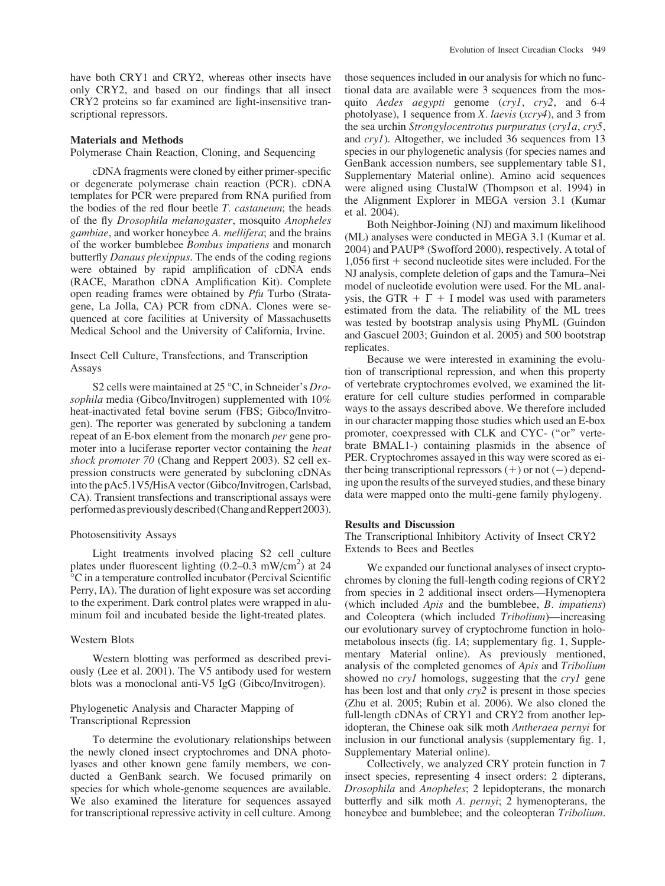have both CRY1 and CRY2, whereas other insects have only CRY2, and based on our findings that all insect CRY2 proteins so far examined are light-insensitive transcriptional repressors.

## Materials and Methods

### Polymerase Chain Reaction, Cloning, and Sequencing

cDNA fragments were cloned by either primer-specific or degenerate polymerase chain reaction (PCR). cDNA templates for PCR were prepared from RNA purified from the bodies of the red flour beetle *T. castaneum*; the heads of the fly *Drosophila melanogaster*, mosquito *Anopheles gambiae*, and worker honeybee *A. mellifera*; and the brains of the worker bumblebee *Bombus impatiens* and monarch butterfly *Danaus plexippus*. The ends of the coding regions were obtained by rapid amplification of cDNA ends (RACE, Marathon cDNA Amplification Kit). Complete open reading frames were obtained by *Pfu* Turbo (Stratagene, La Jolla, CA) PCR from cDNA. Clones were sequenced at core facilities at University of Massachusetts Medical School and the University of California, Irvine.

### Insect Cell Culture, Transfections, and Transcription Assays

S2 cells were maintained at 25 °C, in Schneider's *Drosophila* media (Gibco/Invitrogen) supplemented with 10% heat-inactivated fetal bovine serum (FBS; Gibco/Invitrogen). The reporter was generated by subcloning a tandem repeat of an E-box element from the monarch *per* gene promoter into a luciferase reporter vector containing the *heat shock promoter 70* (Chang and Reppert 2003). S2 cell expression constructs were generated by subcloning cDNAs into the pAc5.1V5/HisA vector (Gibco/Invitrogen, Carlsbad, CA). Transient transfections and transcriptional assays were performed as previously described (Chang and Reppert 2003).

### Photosensitivity Assays

Light treatments involved placing S2 cell culture plates under fluorescent lighting (0.2–0.3 mW/cm$^2$) at 24 °C in a temperature controlled incubator (Percival Scientific Perry, IA). The duration of light exposure was set according to the experiment. Dark control plates were wrapped in aluminum foil and incubated beside the light-treated plates.

### Western Blots

Western blotting was performed as described previously (Lee et al. 2001). The V5 antibody used for western blots was a monoclonal anti-V5 IgG (Gibco/Invitrogen).

### Phylogenetic Analysis and Character Mapping of Transcriptional Repression

To determine the evolutionary relationships between the newly cloned insect cryptochromes and DNA photolyases and other known gene family members, we conducted a GenBank search. We focused primarily on species for which whole-genome sequences are available. We also examined the literature for sequences assayed for transcriptional repressive activity in cell culture. Among those sequences included in our analysis for which no functional data are available were 3 sequences from the mosquito *Aedes aegypti* genome (*cry1*, *cry2*, and 6-4 photolyase), 1 sequence from *X. laevis* (*xcry4*), and 3 from the sea urchin *Strongylocentrotus purpuratus* (*cry1a*, *cry5*, and *cry1*). Altogether, we included 36 sequences from 13 species in our phylogenetic analysis (for species names and GenBank accession numbers, see supplementary table S1, Supplementary Material online). Amino acid sequences were aligned using ClustalW (Thompson et al. 1994) in the Alignment Explorer in MEGA version 3.1 (Kumar et al. 2004).

Both Neighbor-Joining (NJ) and maximum likelihood (ML) analyses were conducted in MEGA 3.1 (Kumar et al. 2004) and PAUP* (Swofford 2000), respectively. A total of 1,056 first + second nucleotide sites were included. For the NJ analysis, complete deletion of gaps and the Tamura–Nei model of nucleotide evolution were used. For the ML analysis, the GTR + $\Gamma$ + I model was used with parameters estimated from the data. The reliability of the ML trees was tested by bootstrap analysis using PhyML (Guindon and Gascuel 2003; Guindon et al. 2005) and 500 bootstrap replicates.

Because we were interested in examining the evolution of transcriptional repression, and when this property of vertebrate cryptochromes evolved, we examined the literature for cell culture studies performed in comparable ways to the assays described above. We therefore included in our character mapping those studies which used an E-box promoter, coexpressed with CLK and CYC- ("or" vertebrate BMAL1-) containing plasmids in the absence of PER. Cryptochromes assayed in this way were scored as either being transcriptional repressors (+) or not (−) depending upon the results of the surveyed studies, and these binary data were mapped onto the multi-gene family phylogeny.

## Results and Discussion

### The Transcriptional Inhibitory Activity of Insect CRY2 Extends to Bees and Beetles

We expanded our functional analyses of insect cryptochromes by cloning the full-length coding regions of CRY2 from species in 2 additional insect orders—Hymenoptera (which included *Apis* and the bumblebee, *B. impatiens*) and Coleoptera (which included *Tribolium*)—increasing our evolutionary survey of cryptochrome function in holometabolous insects (fig. 1*A*; supplementary fig. 1, Supplementary Material online). As previously mentioned, analysis of the completed genomes of *Apis* and *Tribolium* showed no *cry1* homologs, suggesting that the *cry1* gene has been lost and that only *cry2* is present in those species (Zhu et al. 2005; Rubin et al. 2006). We also cloned the full-length cDNAs of CRY1 and CRY2 from another lepidopteran, the Chinese oak silk moth *Antheraea pernyi* for inclusion in our functional analysis (supplementary fig. 1, Supplementary Material online).

Collectively, we analyzed CRY protein function in 7 insect species, representing 4 insect orders: 2 dipterans, *Drosophila* and *Anopheles*; 2 lepidopterans, the monarch butterfly and silk moth *A. pernyi*; 2 hymenopterans, the honeybee and bumblebee; and the coleopteran *Tribolium*.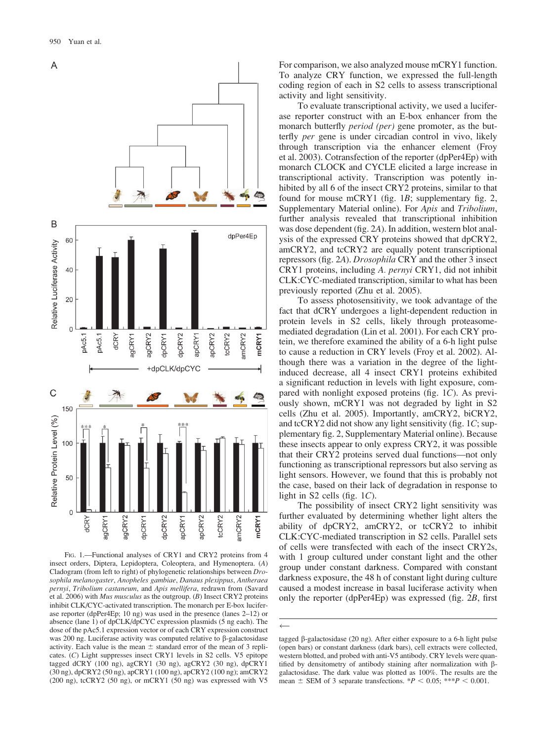FIG. 1.—Functional analyses of CRY1 and CRY2 proteins from 4 insect orders, Diptera, Lepidoptera, Coleoptera, and Hymenoptera. (*A*) Cladogram (from left to right) of phylogenetic relationships between *Drosophila melanogaster*, *Anopheles gambiae*, *Danaus plexippus*, *Antheraea pernyi*, *Tribolium castaneum*, and *Apis mellifera*, redrawn from (Savard et al. 2006) with *Mus musculus* as the outgroup. (*B*) Insect CRY2 proteins inhibit CLK/CYC-activated transcription. The monarch per E-box luciferase reporter (dpPer4Ep; 10 ng) was used in the presence (lanes 2–12) or absence (lane 1) of dpCLK/dpCYC expression plasmids (5 ng each). The dose of the pAc5.1 expression vector or of each CRY expression construct was 200 ng. Luciferase activity was computed relative to β-galactosidase activity. Each value is the mean ± standard error of the mean of 3 replicates. (*C*) Light suppresses insect CRY1 levels in S2 cells. V5 epitope tagged dCRY (100 ng), agCRY1 (30 ng), agCRY2 (30 ng), dpCRY1 (30 ng), dpCRY2 (50 ng), apCRY1 (100 ng), apCRY2 (100 ng); amCRY2 (200 ng), tcCRY2 (50 ng), or mCRY1 (50 ng) was expressed with V5 tagged β-galactosidase (20 ng). After either exposure to a 6-h light pulse (open bars) or constant darkness (dark bars), cell extracts were collected, western blotted, and probed with anti-V5 antibody. CRY levels were quantified by densitometry of antibody staining after normalization with β-galactosidase. The dark value was plotted as 100%. The results are the mean ± SEM of 3 separate transfections. $*P < 0.05$; $***P < 0.001$.

For comparison, we also analyzed mouse mCRY1 function. To analyze CRY function, we expressed the full-length coding region of each in S2 cells to assess transcriptional activity and light sensitivity.

To evaluate transcriptional activity, we used a luciferase reporter construct with an E-box enhancer from the monarch butterfly *period (per)* gene promoter, as the butterfly *per* gene is under circadian control in vivo, likely through transcription via the enhancer element (Froy et al. 2003). Cotransfection of the reporter (dpPer4Ep) with monarch CLOCK and CYCLE elicited a large increase in transcriptional activity. Transcription was potently inhibited by all 6 of the insect CRY2 proteins, similar to that found for mouse mCRY1 (fig. 1*B*; supplementary fig. 2, Supplementary Material online). For *Apis* and *Tribolium*, further analysis revealed that transcriptional inhibition was dose dependent (fig. 2*A*). In addition, western blot analysis of the expressed CRY proteins showed that dpCRY2, amCRY2, and tcCRY2 are equally potent transcriptional repressors (fig. 2*A*). *Drosophila* CRY and the other 3 insect CRY1 proteins, including *A. pernyi* CRY1, did not inhibit CLK:CYC-mediated transcription, similar to what has been previously reported (Zhu et al. 2005).

To assess photosensitivity, we took advantage of the fact that dCRY undergoes a light-dependent reduction in protein levels in S2 cells, likely through proteasome-mediated degradation (Lin et al. 2001). For each CRY protein, we therefore examined the ability of a 6-h light pulse to cause a reduction in CRY levels (Froy et al. 2002). Although there was a variation in the degree of the light-induced decrease, all 4 insect CRY1 proteins exhibited a significant reduction in levels with light exposure, compared with nonlight exposed proteins (fig. 1*C*). As previously shown, mCRY1 was not degraded by light in S2 cells (Zhu et al. 2005). Importantly, amCRY2, biCRY2, and tcCRY2 did not show any light sensitivity (fig. 1*C*; supplementary fig. 2, Supplementary Material online). Because these insects appear to only express CRY2, it was possible that their CRY2 proteins served dual functions—not only functioning as transcriptional repressors but also serving as light sensors. However, we found that this is probably not the case, based on their lack of degradation in response to light in S2 cells (fig. 1*C*).

The possibility of insect CRY2 light sensitivity was further evaluated by determining whether light alters the ability of dpCRY2, amCRY2, or tcCRY2 to inhibit CLK:CYC-mediated transcription in S2 cells. Parallel sets of cells were transfected with each of the insect CRY2s, with 1 group cultured under constant light and the other group under constant darkness. Compared with constant darkness exposure, the 48 h of constant light during culture caused a modest increase in basal luciferase activity when only the reporter (dpPer4Ep) was expressed (fig. 2*B*, first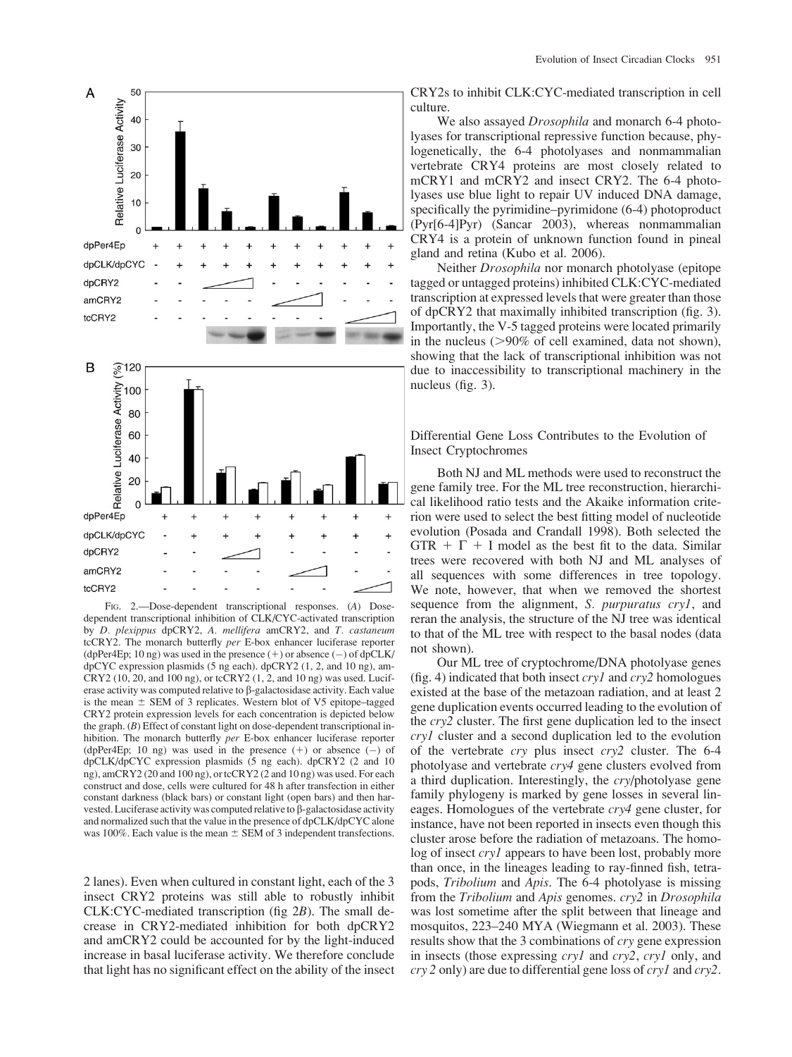FIG. 2.—Dose-dependent transcriptional responses. (*A*) Dose-dependent transcriptional inhibition of CLK/CYC-activated transcription by *D. plexippus* dpCRY2, *A. mellifera* amCRY2, and *T. castaneum* tcCRY2. The monarch butterfly *per* E-box enhancer luciferase reporter (dpPer4Ep; 10 ng) was used in the presence (+) or absence (−) of dpCLK/dpCYC expression plasmids (5 ng each). dpCRY2 (1, 2, and 10 ng), amCRY2 (10, 20, and 100 ng), or tcCRY2 (1, 2, and 10 ng) was used. Luciferase activity was computed relative to β-galactosidase activity. Each value is the mean ± SEM of 3 replicates. Western blot of V5 epitope–tagged CRY2 protein expression levels for each concentration is depicted below the graph. (*B*) Effect of constant light on dose-dependent transcriptional inhibition. The monarch butterfly *per* E-box enhancer luciferase reporter (dpPer4Ep; 10 ng) was used in the presence (+) or absence (−) of dpCLK/dpCYC expression plasmids (5 ng each). dpCRY2 (2 and 10 ng), amCRY2 (20 and 100 ng), or tcCRY2 (2 and 10 ng) was used. For each construct and dose, cells were cultured for 48 h after transfection in either constant darkness (black bars) or constant light (open bars) and then harvested. Luciferase activity was computed relative to β-galactosidase activity and normalized such that the value in the presence of dpCLK/dpCYC alone was 100%. Each value is the mean ± SEM of 3 independent transfections.

2 lanes). Even when cultured in constant light, each of the 3 insect CRY2 proteins was still able to robustly inhibit CLK:CYC-mediated transcription (fig 2*B*). The small decrease in CRY2-mediated inhibition for both dpCRY2 and amCRY2 could be accounted for by the light-induced increase in basal luciferase activity. We therefore conclude that light has no significant effect on the ability of the insect CRY2s to inhibit CLK:CYC-mediated transcription in cell culture.

We also assayed *Drosophila* and monarch 6-4 photolyases for transcriptional repressive function because, phylogenetically, the 6-4 photolyases and nonmammalian vertebrate CRY4 proteins are most closely related to mCRY1 and mCRY2 and insect CRY2. The 6-4 photolyases use blue light to repair UV induced DNA damage, specifically the pyrimidine–pyrimidone (6-4) photoproduct (Pyr[6-4]Pyr) (Sancar 2003), whereas nonmammalian CRY4 is a protein of unknown function found in pineal gland and retina (Kubo et al. 2006).

Neither *Drosophila* nor monarch photolyase (epitope tagged or untagged proteins) inhibited CLK:CYC-mediated transcription at expressed levels that were greater than those of dpCRY2 that maximally inhibited transcription (fig. 3). Importantly, the V-5 tagged proteins were located primarily in the nucleus (>90% of cell examined, data not shown), showing that the lack of transcriptional inhibition was not due to inaccessibility to transcriptional machinery in the nucleus (fig. 3).

## Differential Gene Loss Contributes to the Evolution of Insect Cryptochromes

Both NJ and ML methods were used to reconstruct the gene family tree. For the ML tree reconstruction, hierarchical likelihood ratio tests and the Akaike information criterion were used to select the best fitting model of nucleotide evolution (Posada and Crandall 1998). Both selected the GTR + $\Gamma$ + I model as the best fit to the data. Similar trees were recovered with both NJ and ML analyses of all sequences with some differences in tree topology. We note, however, that when we removed the shortest sequence from the alignment, *S. purpuratus cry1*, and reran the analysis, the structure of the NJ tree was identical to that of the ML tree with respect to the basal nodes (data not shown).

Our ML tree of cryptochrome/DNA photolyase genes (fig. 4) indicated that both insect *cry1* and *cry2* homologues existed at the base of the metazoan radiation, and at least 2 gene duplication events occurred leading to the evolution of the *cry2* cluster. The first gene duplication led to the insect *cry1* cluster and a second duplication led to the evolution of the vertebrate *cry* plus insect *cry2* cluster. The 6-4 photolyase and vertebrate *cry4* gene clusters evolved from a third duplication. Interestingly, the *cry*/photolyase gene family phylogeny is marked by gene losses in several lineages. Homologues of the vertebrate *cry4* gene cluster, for instance, have not been reported in insects even though this cluster arose before the radiation of metazoans. The homolog of insect *cry1* appears to have been lost, probably more than once, in the lineages leading to ray-finned fish, tetrapods, *Tribolium* and *Apis*. The 6-4 photolyase is missing from the *Tribolium* and *Apis* genomes. *cry2* in *Drosophila* was lost sometime after the split between that lineage and mosquitos, 223–240 MYA (Wiegmann et al. 2003). These results show that the 3 combinations of *cry* gene expression in insects (those expressing *cry1* and *cry2*, *cry1* only, and *cry 2* only) are due to differential gene loss of *cry1* and *cry2*.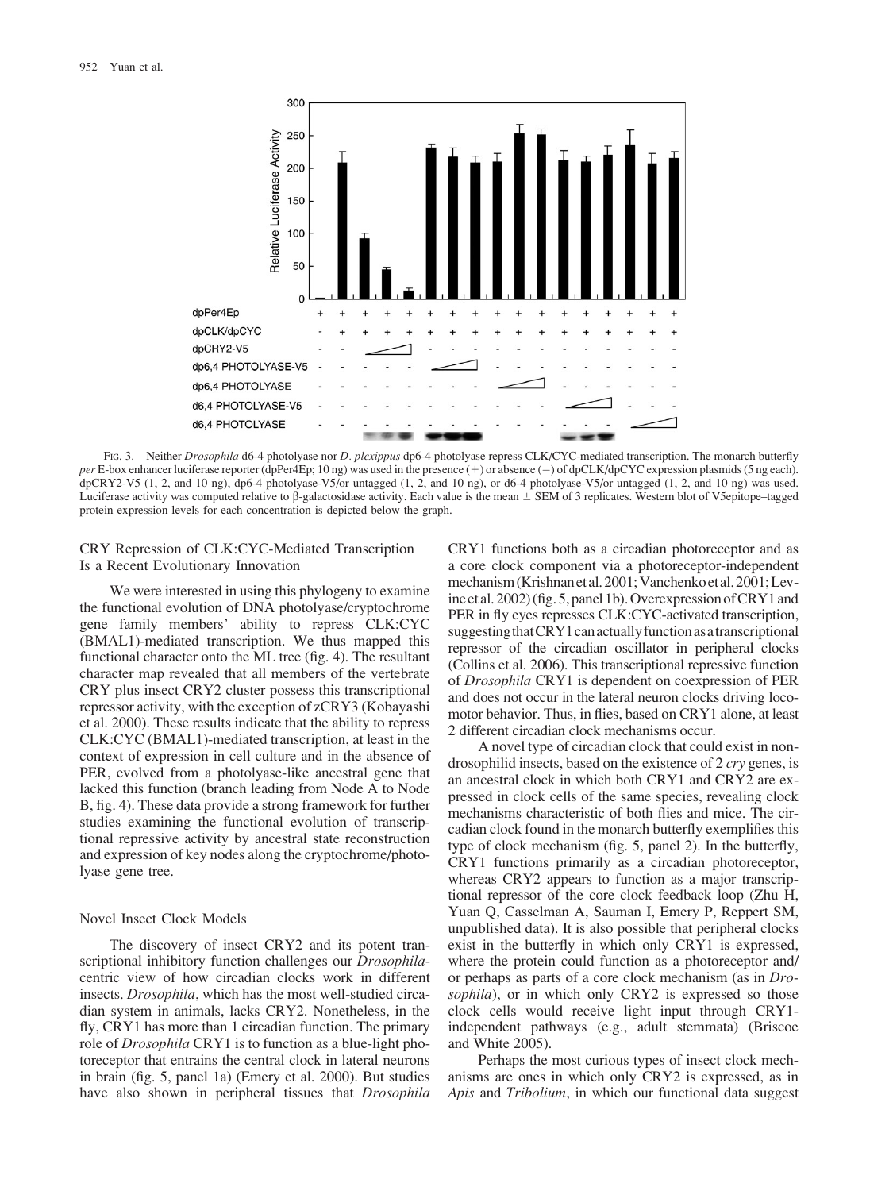Fig. 3.—Neither *Drosophila* d6-4 photolyase nor *D. plexippus* dp6-4 photolyase repress CLK/CYC-mediated transcription. The monarch butterfly *per* E-box enhancer luciferase reporter (dpPer4Ep; 10 ng) was used in the presence (+) or absence (−) of dpCLK/dpCYC expression plasmids (5 ng each). dpCRY2-V5 (1, 2, and 10 ng), dp6-4 photolyase-V5/or untagged (1, 2, and 10 ng), or d6-4 photolyase-V5/or untagged (1, 2, and 10 ng) was used. Luciferase activity was computed relative to β-galactosidase activity. Each value is the mean ± SEM of 3 replicates. Western blot of V5epitope–tagged protein expression levels for each concentration is depicted below the graph.

## CRY Repression of CLK:CYC-Mediated Transcription Is a Recent Evolutionary Innovation

We were interested in using this phylogeny to examine the functional evolution of DNA photolyase/cryptochrome gene family members' ability to repress CLK:CYC (BMAL1)-mediated transcription. We thus mapped this functional character onto the ML tree (fig. 4). The resultant character map revealed that all members of the vertebrate CRY plus insect CRY2 cluster possess this transcriptional repressor activity, with the exception of zCRY3 (Kobayashi et al. 2000). These results indicate that the ability to repress CLK:CYC (BMAL1)-mediated transcription, at least in the context of expression in cell culture and in the absence of PER, evolved from a photolyase-like ancestral gene that lacked this function (branch leading from Node A to Node B, fig. 4). These data provide a strong framework for further studies examining the functional evolution of transcriptional repressive activity by ancestral state reconstruction and expression of key nodes along the cryptochrome/photolyase gene tree.

## Novel Insect Clock Models

The discovery of insect CRY2 and its potent transcriptional inhibitory function challenges our *Drosophila*-centric view of how circadian clocks work in different insects. *Drosophila*, which has the most well-studied circadian system in animals, lacks CRY2. Nonetheless, in the fly, CRY1 has more than 1 circadian function. The primary role of *Drosophila* CRY1 is to function as a blue-light photoreceptor that entrains the central clock in lateral neurons in brain (fig. 5, panel 1a) (Emery et al. 2000). But studies have also shown in peripheral tissues that *Drosophila* CRY1 functions both as a circadian photoreceptor and as a core clock component via a photoreceptor-independent mechanism (Krishnan et al. 2001; Vanchenko et al. 2001; Levine et al. 2002) (fig. 5, panel 1b). Overexpression of CRY1 and PER in fly eyes represses CLK:CYC-activated transcription, suggesting that CRY1 can actually function as a transcriptional repressor of the circadian oscillator in peripheral clocks (Collins et al. 2006). This transcriptional repressive function of *Drosophila* CRY1 is dependent on coexpression of PER and does not occur in the lateral neuron clocks driving locomotor behavior. Thus, in flies, based on CRY1 alone, at least 2 different circadian clock mechanisms occur.

A novel type of circadian clock that could exist in nondrosophilid insects, based on the existence of 2 *cry* genes, is an ancestral clock in which both CRY1 and CRY2 are expressed in clock cells of the same species, revealing clock mechanisms characteristic of both flies and mice. The circadian clock found in the monarch butterfly exemplifies this type of clock mechanism (fig. 5, panel 2). In the butterfly, CRY1 functions primarily as a circadian photoreceptor, whereas CRY2 appears to function as a major transcriptional repressor of the core clock feedback loop (Zhu H, Yuan Q, Casselman A, Sauman I, Emery P, Reppert SM, unpublished data). It is also possible that peripheral clocks exist in the butterfly in which only CRY1 is expressed, where the protein could function as a photoreceptor and/or perhaps as parts of a core clock mechanism (as in *Drosophila*), or in which only CRY2 is expressed so those clock cells would receive light input through CRY1-independent pathways (e.g., adult stemmata) (Briscoe and White 2005).

Perhaps the most curious types of insect clock mechanisms are ones in which only CRY2 is expressed, as in *Apis* and *Tribolium*, in which our functional data suggest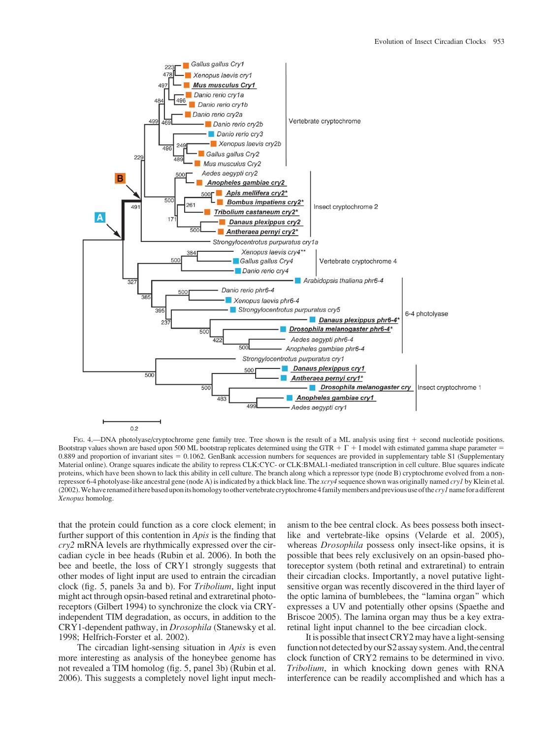FIG. 4.—DNA photolyase/cryptochrome gene family tree. Tree shown is the result of a ML analysis using first + second nucleotide positions. Bootstrap values shown are based upon 500 ML bootstrap replicates determined using the GTR + Γ + I model with estimated gamma shape parameter = 0.889 and proportion of invariant sites = 0.1062. GenBank accession numbers for sequences are provided in supplementary table S1 (Supplementary Material online). Orange squares indicate the ability to repress CLK:CYC- or CLK:BMAL1-mediated transcription in cell culture. Blue squares indicate proteins, which have been shown to lack this ability in cell culture. The branch along which a repressor type (node B) cryptochrome evolved from a non-repressor 6-4 photolyase-like ancestral gene (node A) is indicated by a thick black line. The *xcry4* sequence shown was originally named *cry1* by Klein et al. (2002). We have renamed it here based upon its homology to other vertebrate cryptochrome 4 family members and previous use of the *cry1* name for a different *Xenopus* homolog.

that the protein could function as a core clock element; in further support of this contention in *Apis* is the finding that *cry2* mRNA levels are rhythmically expressed over the circadian cycle in bee heads (Rubin et al. 2006). In both the bee and beetle, the loss of CRY1 strongly suggests that other modes of light input are used to entrain the circadian clock (fig. 5, panels 3a and b). For *Tribolium*, light input might act through opsin-based retinal and extraretinal photoreceptors (Gilbert 1994) to synchronize the clock via CRY-independent TIM degradation, as occurs, in addition to the CRY1-dependent pathway, in *Drosophila* (Stanewsky et al. 1998; Helfrich-Forster et al. 2002).

The circadian light-sensing situation in *Apis* is even more interesting as analysis of the honeybee genome has not revealed a TIM homolog (fig. 5, panel 3b) (Rubin et al. 2006). This suggests a completely novel light input mechanism to the bee central clock. As bees possess both insect-like and vertebrate-like opsins (Velarde et al. 2005), whereas *Drosophila* possess only insect-like opsins, it is possible that bees rely exclusively on an opsin-based photoreceptor system (both retinal and extraretinal) to entrain their circadian clocks. Importantly, a novel putative light-sensitive organ was recently discovered in the third layer of the optic lamina of bumblebees, the "lamina organ" which expresses a UV and potentially other opsins (Spaethe and Briscoe 2005). The lamina organ may thus be a key extraretinal light input channel to the bee circadian clock.

It is possible that insect CRY2 may have a light-sensing function not detected by our S2 assay system. And, the central clock function of CRY2 remains to be determined in vivo. *Tribolium*, in which knocking down genes with RNA interference can be readily accomplished and which has a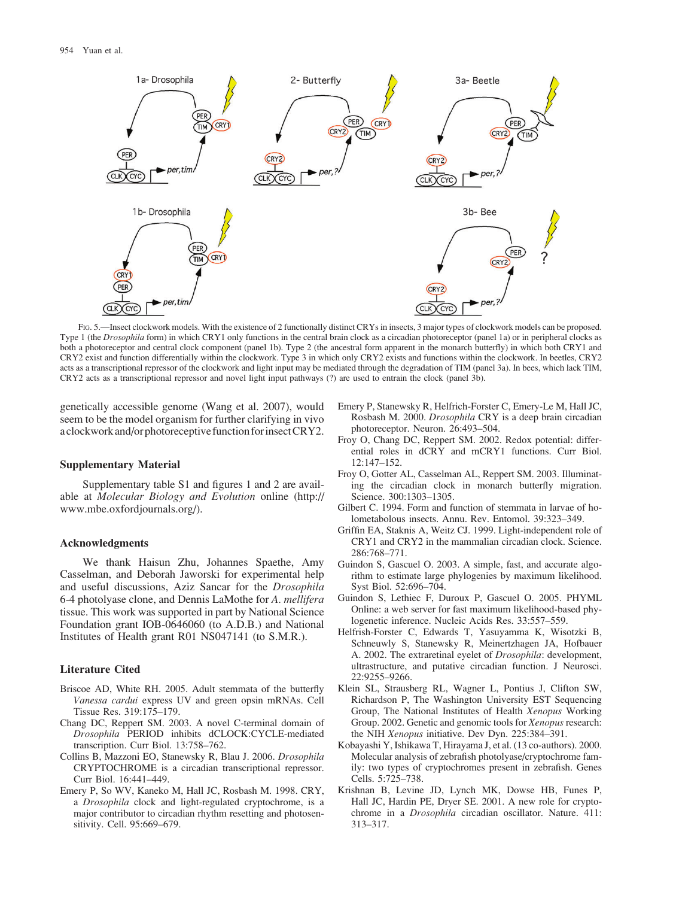FIG. 5.—Insect clockwork models. With the existence of 2 functionally distinct CRYs in insects, 3 major types of clockwork models can be proposed. Type 1 (the *Drosophila* form) in which CRY1 only functions in the central brain clock as a circadian photoreceptor (panel 1a) or in peripheral clocks as both a photoreceptor and central clock component (panel 1b). Type 2 (the ancestral form apparent in the monarch butterfly) in which both CRY1 and CRY2 exist and function differentially within the clockwork. Type 3 in which only CRY2 exists and functions within the clockwork. In beetles, CRY2 acts as a transcriptional repressor of the clockwork and light input may be mediated through the degradation of TIM (panel 3a). In bees, which lack TIM, CRY2 acts as a transcriptional repressor and novel light input pathways (?) are used to entrain the clock (panel 3b).

genetically accessible genome (Wang et al. 2007), would seem to be the model organism for further clarifying in vivo a clockwork and/or photoreceptive function for insect CRY2.

## Supplementary Material

Supplementary table S1 and figures 1 and 2 are available at *Molecular Biology and Evolution* online (http://www.mbe.oxfordjournals.org/).

## Acknowledgments

We thank Haisun Zhu, Johannes Spaethe, Amy Casselman, and Deborah Jaworski for experimental help and useful discussions, Aziz Sancar for the *Drosophila* 6-4 photolyase clone, and Dennis LaMothe for *A. mellifera* tissue. This work was supported in part by National Science Foundation grant IOB-0646060 (to A.D.B.) and National Institutes of Health grant R01 NS047141 (to S.M.R.).

## Literature Cited

Briscoe AD, White RH. 2005. Adult stemmata of the butterfly *Vanessa cardui* express UV and green opsin mRNAs. Cell Tissue Res. 319:175–179.

Chang DC, Reppert SM. 2003. A novel C-terminal domain of *Drosophila* PERIOD inhibits dCLOCK:CYCLE-mediated transcription. Curr Biol. 13:758–762.

Collins B, Mazzoni EO, Stanewsky R, Blau J. 2006. *Drosophila* CRYPTOCHROME is a circadian transcriptional repressor. Curr Biol. 16:441–449.

Emery P, So WV, Kaneko M, Hall JC, Rosbash M. 1998. CRY, a *Drosophila* clock and light-regulated cryptochrome, is a major contributor to circadian rhythm resetting and photosensitivity. Cell. 95:669–679.

Emery P, Stanewsky R, Helfrich-Forster C, Emery-Le M, Hall JC, Rosbash M. 2000. *Drosophila* CRY is a deep brain circadian photoreceptor. Neuron. 26:493–504.

Froy O, Chang DC, Reppert SM. 2002. Redox potential: differential roles in dCRY and mCRY1 functions. Curr Biol. 12:147–152.

Froy O, Gotter AL, Casselman AL, Reppert SM. 2003. Illuminating the circadian clock in monarch butterfly migration. Science. 300:1303–1305.

Gilbert C. 1994. Form and function of stemmata in larvae of holometabolous insects. Annu. Rev. Entomol. 39:323–349.

Griffin EA, Staknis A, Weitz CJ. 1999. Light-independent role of CRY1 and CRY2 in the mammalian circadian clock. Science. 286:768–771.

Guindon S, Gascuel O. 2003. A simple, fast, and accurate algorithm to estimate large phylogenies by maximum likelihood. Syst Biol. 52:696–704.

Guindon S, Lethiec F, Duroux P, Gascuel O. 2005. PHYML Online: a web server for fast maximum likelihood-based phylogenetic inference. Nucleic Acids Res. 33:557–559.

Helfrish-Forster C, Edwards T, Yasuyamma K, Wisotzki B, Schneuwly S, Stanewsky R, Meinertzhagen JA, Hofbauer A. 2002. The extraretinal eyelet of *Drosophila*: development, ultrastructure, and putative circadian function. J Neurosci. 22:9255–9266.

Klein SL, Strausberg RL, Wagner L, Pontius J, Clifton SW, Richardson P, The Washington University EST Sequencing Group, The National Institutes of Health *Xenopus* Working Group. 2002. Genetic and genomic tools for *Xenopus* research: the NIH *Xenopus* initiative. Dev Dyn. 225:384–391.

Kobayashi Y, Ishikawa T, Hirayama J, et al. (13 co-authors). 2000. Molecular analysis of zebrafish photolyase/cryptochrome family: two types of cryptochromes present in zebrafish. Genes Cells. 5:725–738.

Krishnan B, Levine JD, Lynch MK, Dowse HB, Funes P, Hall JC, Hardin PE, Dryer SE. 2001. A new role for cryptochrome in a *Drosophila* circadian oscillator. Nature. 411: 313–317.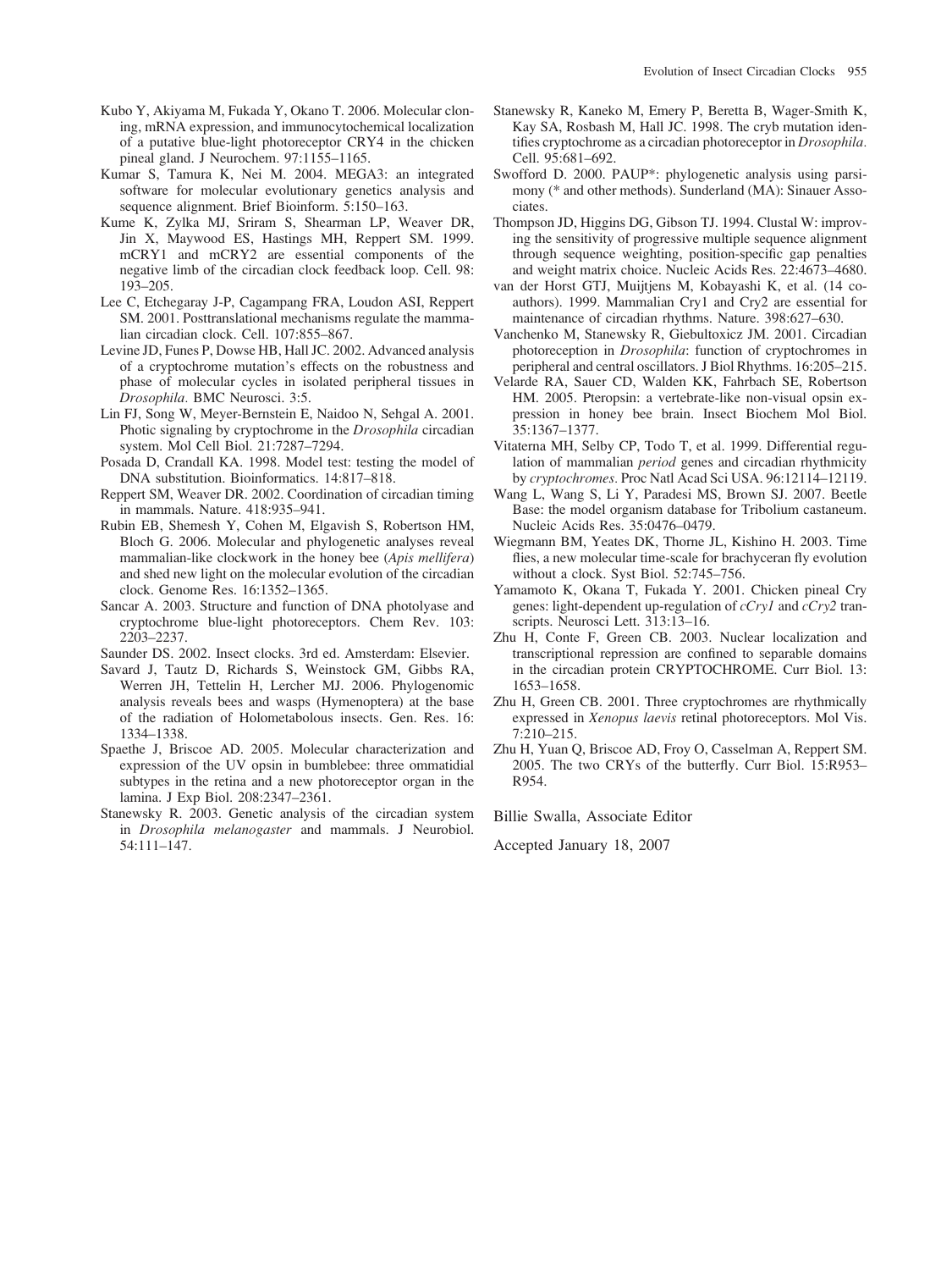Kubo Y, Akiyama M, Fukada Y, Okano T. 2006. Molecular cloning, mRNA expression, and immunocytochemical localization of a putative blue-light photoreceptor CRY4 in the chicken pineal gland. J Neurochem. 97:1155–1165.

Kumar S, Tamura K, Nei M. 2004. MEGA3: an integrated software for molecular evolutionary genetics analysis and sequence alignment. Brief Bioinform. 5:150–163.

Kume K, Zylka MJ, Sriram S, Shearman LP, Weaver DR, Jin X, Maywood ES, Hastings MH, Reppert SM. 1999. mCRY1 and mCRY2 are essential components of the negative limb of the circadian clock feedback loop. Cell. 98: 193–205.

Lee C, Etchegaray J-P, Cagampang FRA, Loudon ASI, Reppert SM. 2001. Posttranslational mechanisms regulate the mammalian circadian clock. Cell. 107:855–867.

Levine JD, Funes P, Dowse HB, Hall JC. 2002. Advanced analysis of a cryptochrome mutation's effects on the robustness and phase of molecular cycles in isolated peripheral tissues in *Drosophila.* BMC Neurosci. 3:5.

Lin FJ, Song W, Meyer-Bernstein E, Naidoo N, Sehgal A. 2001. Photic signaling by cryptochrome in the *Drosophila* circadian system. Mol Cell Biol. 21:7287–7294.

Posada D, Crandall KA. 1998. Model test: testing the model of DNA substitution. Bioinformatics. 14:817–818.

Reppert SM, Weaver DR. 2002. Coordination of circadian timing in mammals. Nature. 418:935–941.

Rubin EB, Shemesh Y, Cohen M, Elgavish S, Robertson HM, Bloch G. 2006. Molecular and phylogenetic analyses reveal mammalian-like clockwork in the honey bee (*Apis mellifera*) and shed new light on the molecular evolution of the circadian clock. Genome Res. 16:1352–1365.

Sancar A. 2003. Structure and function of DNA photolyase and cryptochrome blue-light photoreceptors. Chem Rev. 103: 2203–2237.

Saunder DS. 2002. Insect clocks. 3rd ed. Amsterdam: Elsevier.

Savard J, Tautz D, Richards S, Weinstock GM, Gibbs RA, Werren JH, Tettelin H, Lercher MJ. 2006. Phylogenomic analysis reveals bees and wasps (Hymenoptera) at the base of the radiation of Holometabolous insects. Gen. Res. 16: 1334–1338.

Spaethe J, Briscoe AD. 2005. Molecular characterization and expression of the UV opsin in bumblebee: three ommatidial subtypes in the retina and a new photoreceptor organ in the lamina. J Exp Biol. 208:2347–2361.

Stanewsky R. 2003. Genetic analysis of the circadian system in *Drosophila melanogaster* and mammals. J Neurobiol. 54:111–147.

Stanewsky R, Kaneko M, Emery P, Beretta B, Wager-Smith K, Kay SA, Rosbash M, Hall JC. 1998. The cryb mutation identifies cryptochrome as a circadian photoreceptor in *Drosophila.* Cell. 95:681–692.

Swofford D. 2000. PAUP*: phylogenetic analysis using parsimony (* and other methods). Sunderland (MA): Sinauer Associates.

Thompson JD, Higgins DG, Gibson TJ. 1994. Clustal W: improving the sensitivity of progressive multiple sequence alignment through sequence weighting, position-specific gap penalties and weight matrix choice. Nucleic Acids Res. 22:4673–4680.

van der Horst GTJ, Muijtjens M, Kobayashi K, et al. (14 coauthors). 1999. Mammalian Cry1 and Cry2 are essential for maintenance of circadian rhythms. Nature. 398:627–630.

Vanchenko M, Stanewsky R, Giebultoxicz JM. 2001. Circadian photoreception in *Drosophila*: function of cryptochromes in peripheral and central oscillators. J Biol Rhythms. 16:205–215.

Velarde RA, Sauer CD, Walden KK, Fahrbach SE, Robertson HM. 2005. Pteropsin: a vertebrate-like non-visual opsin expression in honey bee brain. Insect Biochem Mol Biol. 35:1367–1377.

Vitaterna MH, Selby CP, Todo T, et al. 1999. Differential regulation of mammalian *period* genes and circadian rhythmicity by *cryptochromes*. Proc Natl Acad Sci USA. 96:12114–12119.

Wang L, Wang S, Li Y, Paradesi MS, Brown SJ. 2007. Beetle Base: the model organism database for Tribolium castaneum. Nucleic Acids Res. 35:0476–0479.

Wiegmann BM, Yeates DK, Thorne JL, Kishino H. 2003. Time flies, a new molecular time-scale for brachyceran fly evolution without a clock. Syst Biol. 52:745–756.

Yamamoto K, Okana T, Fukada Y. 2001. Chicken pineal Cry genes: light-dependent up-regulation of *cCry1* and *cCry2* transcripts. Neurosci Lett. 313:13–16.

Zhu H, Conte F, Green CB. 2003. Nuclear localization and transcriptional repression are confined to separable domains in the circadian protein CRYPTOCHROME. Curr Biol. 13: 1653–1658.

Zhu H, Green CB. 2001. Three cryptochromes are rhythmically expressed in *Xenopus laevis* retinal photoreceptors. Mol Vis. 7:210–215.

Zhu H, Yuan Q, Briscoe AD, Froy O, Casselman A, Reppert SM. 2005. The two CRYs of the butterfly. Curr Biol. 15:R953–R954.

Billie Swalla, Associate Editor

Accepted January 18, 2007